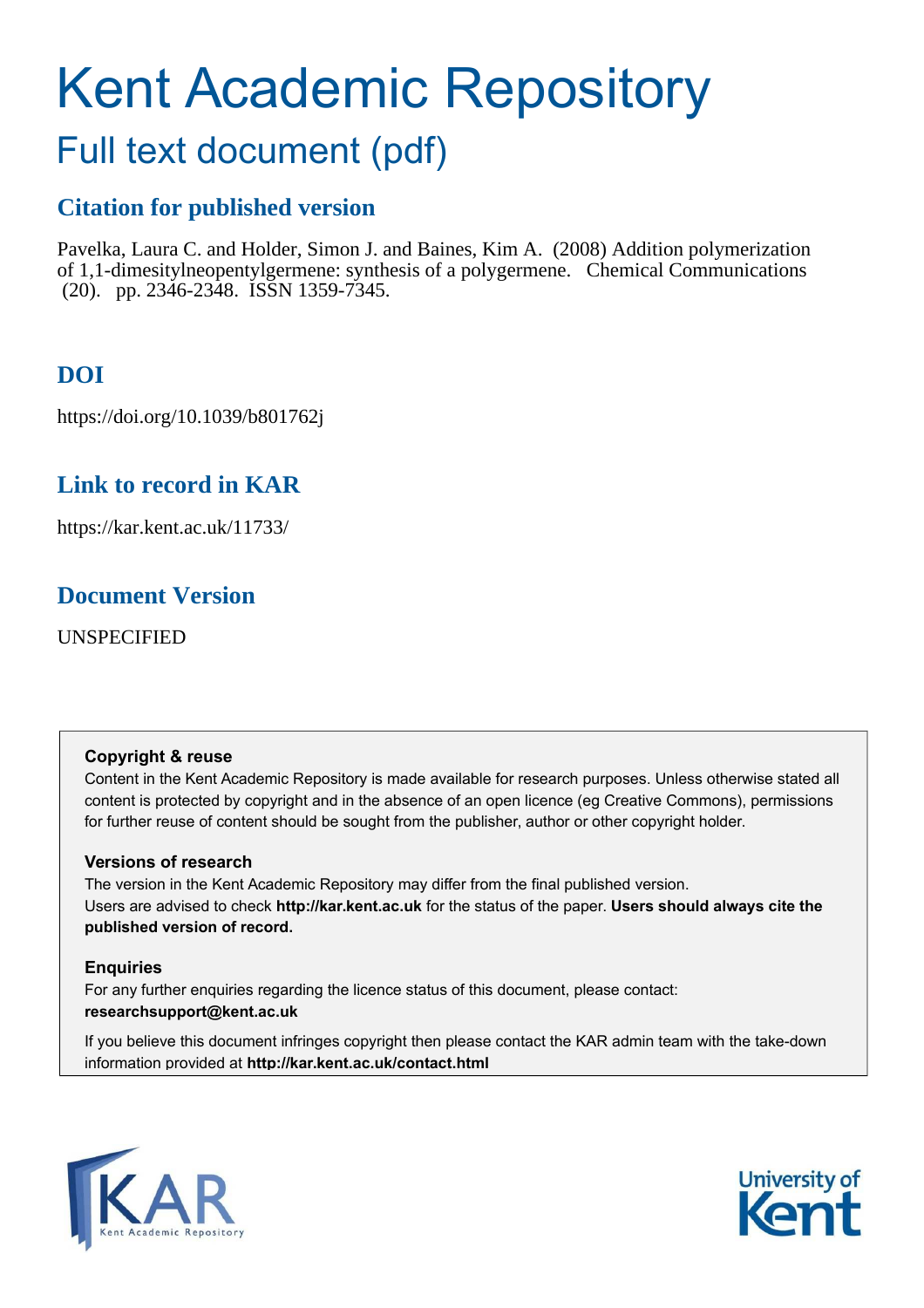# Kent Academic Repository

## Full text document (pdf)

## Citation for published version

Pavelka, Laura C. and Holder, Simon J. and Baines, Kim A. (2008) Addition polymerization of 1,1-dimesitylneopentylgermene: synthesis of a polygermene. Chemical Communications (20). pp. 2346-2348. ISSN 1359-7345.

## DOI

https://doi.org/10.1039/b801762j

## Link to record in KAR

https://kar.kent.ac.uk/11733/

## Document Version

UNSPECIFIED

### Copyright & reuse

Content in the Kent Academic Repository is made available for research purposes. Unless otherwise stated all content is protected by copyright and in the absence of an open licence (eg Creative Commons), permissions for further reuse of content should be sought from the publisher, author or other copyright holder.

### Versions of research

The version in the Kent Academic Repository may differ from the final published version.
Users are advised to check **http://kar.kent.ac.uk** for the status of the paper. **Users should always cite the published version of record.**

### Enquiries

For any further enquiries regarding the licence status of this document, please contact:
**researchsupport@kent.ac.uk**

If you believe this document infringes copyright then please contact the KAR admin team with the take-down information provided at **http://kar.kent.ac.uk/contact.html**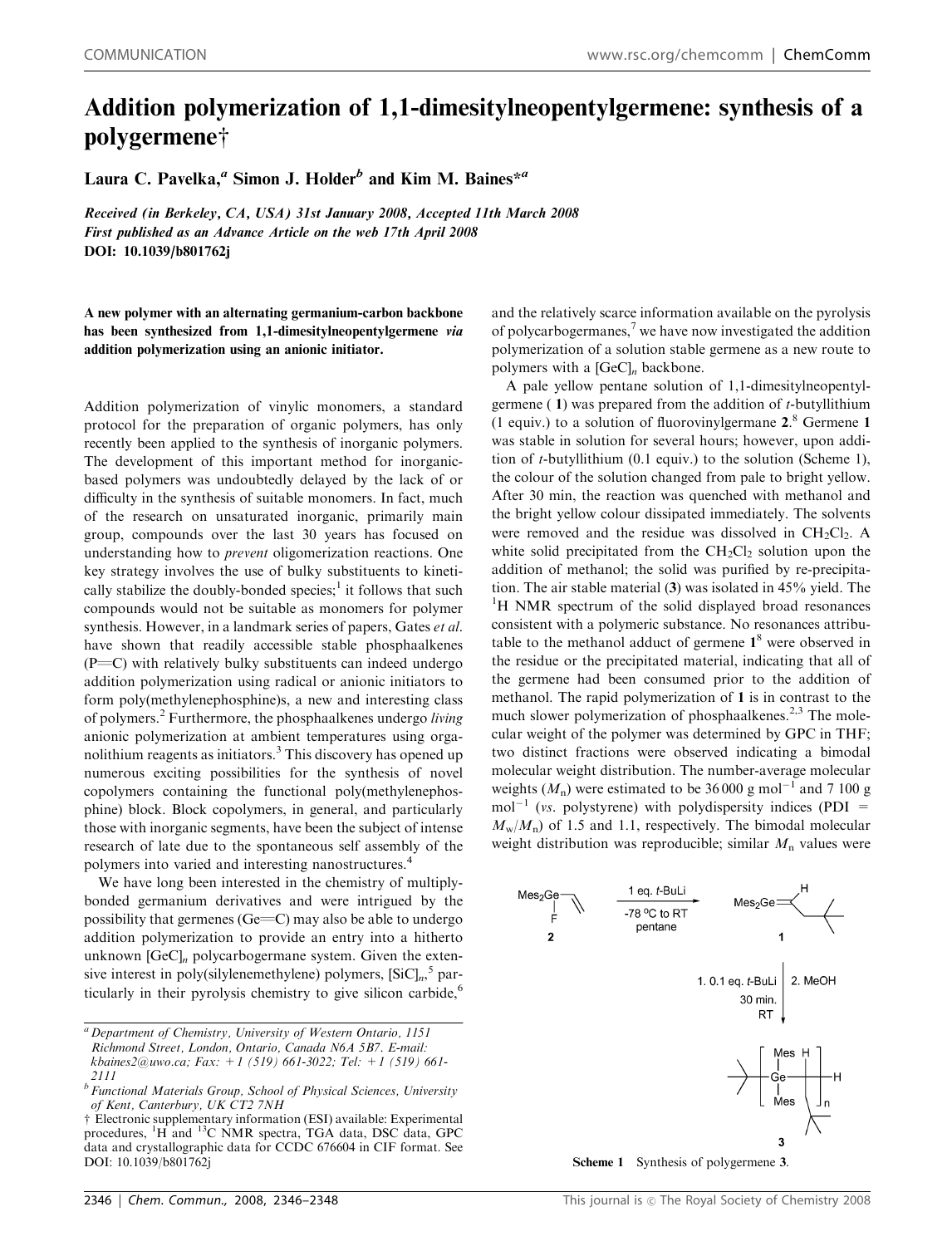# Addition polymerization of 1,1-dimesitylneopentylgermene: synthesis of a polygermene†

Laura C. Pavelka,[a] Simon J. Holder[b] and Kim M. Baines*[a]

*Received (in Berkeley, CA, USA) 31st January 2008, Accepted 11th March 2008*
*First published as an Advance Article on the web 17th April 2008*
**DOI: 10.1039/b801762j**

**A new polymer with an alternating germanium-carbon backbone has been synthesized from 1,1-dimesitylneopentylgermene *via* addition polymerization using an anionic initiator.**

Addition polymerization of vinylic monomers, a standard protocol for the preparation of organic polymers, has only recently been applied to the synthesis of inorganic polymers. The development of this important method for inorganic-based polymers was undoubtedly delayed by the lack of or difficulty in the synthesis of suitable monomers. In fact, much of the research on unsaturated inorganic, primarily main group, compounds over the last 30 years has focused on understanding how to *prevent* oligomerization reactions. One key strategy involves the use of bulky substituents to kinetically stabilize the doubly-bonded species;[1] it follows that such compounds would not be suitable as monomers for polymer synthesis. However, in a landmark series of papers, Gates *et al.* have shown that readily accessible stable phosphaalkenes (P=C) with relatively bulky substituents can indeed undergo addition polymerization using radical or anionic initiators to form poly(methylenephosphine)s, a new and interesting class of polymers.[2] Furthermore, the phosphaalkenes undergo *living* anionic polymerization at ambient temperatures using organolithium reagents as initiators.[3] This discovery has opened up numerous exciting possibilities for the synthesis of novel copolymers containing the functional poly(methylenephosphine) block. Block copolymers, in general, and particularly those with inorganic segments, have been the subject of intense research of late due to the spontaneous self assembly of the polymers into varied and interesting nanostructures.[4]

We have long been interested in the chemistry of multiply-bonded germanium derivatives and were intrigued by the possibility that germenes (Ge=C) may also be able to undergo addition polymerization to provide an entry into a hitherto unknown $[GeC]_n$ polycarbogermane system. Given the extensive interest in poly(silylenemethylene) polymers, $[SiC]_n$,[5] particularly in their pyrolysis chemistry to give silicon carbide,[6] and the relatively scarce information available on the pyrolysis of polycarbogermanes,[7] we have now investigated the addition polymerization of a solution stable germene as a new route to polymers with a $[GeC]_n$ backbone.

A pale yellow pentane solution of 1,1-dimesitylneopentylgermene (**1**) was prepared from the addition of *t*-butyllithium (1 equiv.) to a solution of fluorovinylgermane **2**.[8] Germene **1** was stable in solution for several hours; however, upon addition of *t*-butyllithium (0.1 equiv.) to the solution (Scheme 1), the colour of the solution changed from pale to bright yellow. After 30 min, the reaction was quenched with methanol and the bright yellow colour dissipated immediately. The solvents were removed and the residue was dissolved in $CH_2Cl_2$. A white solid precipitated from the $CH_2Cl_2$ solution upon the addition of methanol; the solid was purified by re-precipitation. The air stable material (**3**) was isolated in 45% yield. The $^1H$ NMR spectrum of the solid displayed broad resonances consistent with a polymeric substance. No resonances attributable to the methanol adduct of germene **1**[8] were observed in the residue or the precipitated material, indicating that all of the germene had been consumed prior to the addition of methanol. The rapid polymerization of **1** is in contrast to the much slower polymerization of phosphaalkenes.[2,3] The molecular weight of the polymer was determined by GPC in THF; two distinct fractions were observed indicating a bimodal molecular weight distribution. The number-average molecular weights ($M_n$) were estimated to be 36 000 g $mol^{-1}$ and 7 100 g $mol^{-1}$ (*vs.* polystyrene) with polydispersity indices (PDI = $M_w/M_n$) of 1.5 and 1.1, respectively. The bimodal molecular weight distribution was reproducible; similar $M_n$ values were

Scheme 1 Synthesis of polygermene **3**.

---

[a] Department of Chemistry, University of Western Ontario, 1151 Richmond Street, London, Ontario, Canada N6A 5B7. E-mail: kbaines2@uwo.ca; Fax: +1 (519) 661-3022; Tel: +1 (519) 661-2111

[b] Functional Materials Group, School of Physical Sciences, University of Kent, Canterbury, UK CT2 7NH

† Electronic supplementary information (ESI) available: Experimental procedures, $^1H$ and $^{13}C$ NMR spectra, TGA data, DSC data, GPC data and crystallographic data for CCDC 676604 in CIF format. See DOI: 10.1039/b801762j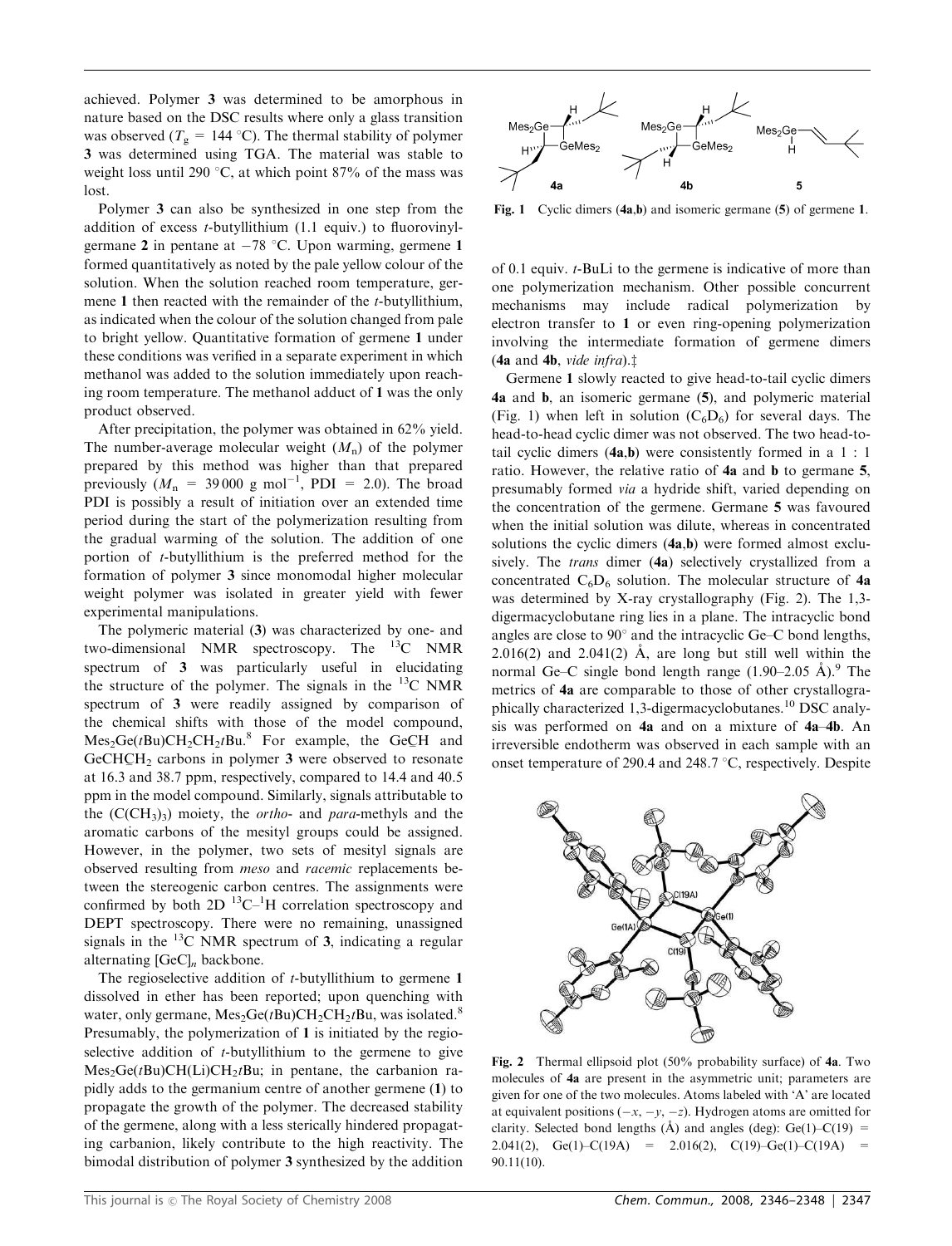achieved. Polymer 3 was determined to be amorphous in nature based on the DSC results where only a glass transition was observed ($T_g$ = 144 °C). The thermal stability of polymer 3 was determined using TGA. The material was stable to weight loss until 290 °C, at which point 87% of the mass was lost.

Polymer 3 can also be synthesized in one step from the addition of excess *t*-butyllithium (1.1 equiv.) to fluorovinylgermane 2 in pentane at −78 °C. Upon warming, germene 1 formed quantitatively as noted by the pale yellow colour of the solution. When the solution reached room temperature, germene 1 then reacted with the remainder of the *t*-butyllithium, as indicated when the colour of the solution changed from pale to bright yellow. Quantitative formation of germene 1 under these conditions was verified in a separate experiment in which methanol was added to the solution immediately upon reaching room temperature. The methanol adduct of 1 was the only product observed.

After precipitation, the polymer was obtained in 62% yield. The number-average molecular weight ($M_n$) of the polymer prepared by this method was higher than that prepared previously ($M_n$ = 39 000 g mol$^{-1}$, PDI = 2.0). The broad PDI is possibly a result of initiation over an extended time period during the start of the polymerization resulting from the gradual warming of the solution. The addition of one portion of *t*-butyllithium is the preferred method for the formation of polymer 3 since monomodal higher molecular weight polymer was isolated in greater yield with fewer experimental manipulations.

The polymeric material (3) was characterized by one- and two-dimensional NMR spectroscopy. The $^{13}$C NMR spectrum of 3 was particularly useful in elucidating the structure of the polymer. The signals in the $^{13}$C NMR spectrum of 3 were readily assigned by comparison of the chemical shifts with those of the model compound, $Mes_2Ge(tBu)CH_2CH_2tBu$.[8] For example, the GeCH and GeCHCH$_2$ carbons in polymer 3 were observed to resonate at 16.3 and 38.7 ppm, respectively, compared to 14.4 and 40.5 ppm in the model compound. Similarly, signals attributable to the $(C(CH_3)_3)$ moiety, the *ortho*- and *para*-methyls and the aromatic carbons of the mesityl groups could be assigned. However, in the polymer, two sets of mesityl signals are observed resulting from *meso* and *racemic* replacements between the stereogenic carbon centres. The assignments were confirmed by both 2D $^{13}$C–$^{1}$H correlation spectroscopy and DEPT spectroscopy. There were no remaining, unassigned signals in the $^{13}$C NMR spectrum of 3, indicating a regular alternating $[GeC]_n$ backbone.

The regioselective addition of *t*-butyllithium to germene 1 dissolved in ether has been reported; upon quenching with water, only germane, $Mes_2Ge(tBu)CH_2CH_2tBu$, was isolated.[8] Presumably, the polymerization of 1 is initiated by the regioselective addition of *t*-butyllithium to the germene to give $Mes_2Ge(tBu)CH(Li)CH_2tBu$; in pentane, the carbanion rapidly adds to the germanium centre of another germene (1) to propagate the growth of the polymer. The decreased stability of the germene, along with a less sterically hindered propagating carbanion, likely contribute to the high reactivity. The bimodal distribution of polymer 3 synthesized by the addition of 0.1 equiv. *t*-BuLi to the germene is indicative of more than one polymerization mechanism. Other possible concurrent mechanisms may include radical polymerization by electron transfer to 1 or even ring-opening polymerization involving the intermediate formation of germene dimers (4a and 4b, *vide infra*).‡

Fig. 1 Cyclic dimers (4a,b) and isomeric germane (5) of germene 1.

Germene 1 slowly reacted to give head-to-tail cyclic dimers 4a and b, an isomeric germane (5), and polymeric material (Fig. 1) when left in solution ($C_6D_6$) for several days. The head-to-head cyclic dimer was not observed. The two head-to-tail cyclic dimers (4a,b) were consistently formed in a 1 : 1 ratio. However, the relative ratio of 4a and b to germane 5, presumably formed *via* a hydride shift, varied depending on the concentration of the germene. Germane 5 was favoured when the initial solution was dilute, whereas in concentrated solutions the cyclic dimers (4a,b) were formed almost exclusively. The *trans* dimer (4a) selectively crystallized from a concentrated $C_6D_6$ solution. The molecular structure of 4a was determined by X-ray crystallography (Fig. 2). The 1,3-digermacyclobutane ring lies in a plane. The intracyclic bond angles are close to 90° and the intracyclic Ge–C bond lengths, 2.016(2) and 2.041(2) Å, are long but still well within the normal Ge–C single bond length range (1.90–2.05 Å).[9] The metrics of 4a are comparable to those of other crystallographically characterized 1,3-digermacyclobutanes.[10] DSC analysis was performed on 4a and on a mixture of 4a–4b. An irreversible endotherm was observed in each sample with an onset temperature of 290.4 and 248.7 °C, respectively. Despite

Fig. 2 Thermal ellipsoid plot (50% probability surface) of 4a. Two molecules of 4a are present in the asymmetric unit; parameters are given for one of the two molecules. Atoms labeled with 'A' are located at equivalent positions (−*x*, −*y*, −*z*). Hydrogen atoms are omitted for clarity. Selected bond lengths (Å) and angles (deg): Ge(1)–C(19) = 2.041(2), Ge(1)–C(19A) = 2.016(2), C(19)–Ge(1)–C(19A) = 90.11(10).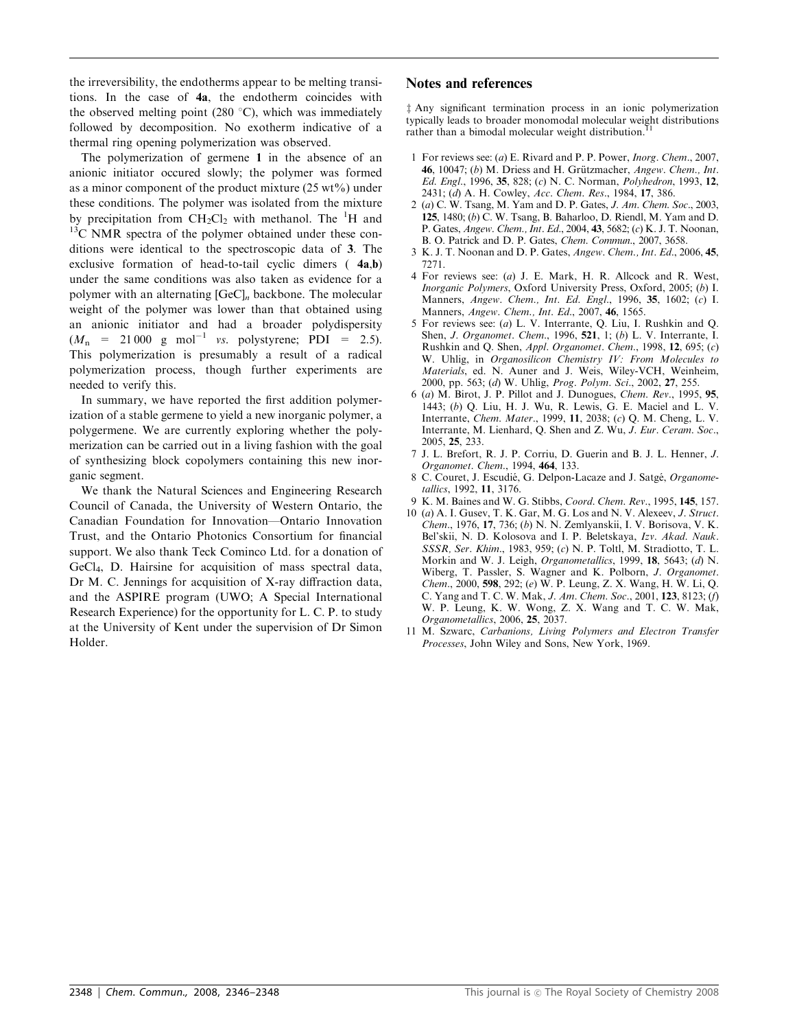the irreversibility, the endotherms appear to be melting transitions. In the case of **4a**, the endotherm coincides with the observed melting point (280 °C), which was immediately followed by decomposition. No exotherm indicative of a thermal ring opening polymerization was observed.

The polymerization of germene **1** in the absence of an anionic initiator occured slowly; the polymer was formed as a minor component of the product mixture (25 wt%) under these conditions. The polymer was isolated from the mixture by precipitation from $CH_2Cl_2$ with methanol. The $^{1}H$ and $^{13}C$ NMR spectra of the polymer obtained under these conditions were identical to the spectroscopic data of **3**. The exclusive formation of head-to-tail cyclic dimers ( **4a**,**b**) under the same conditions was also taken as evidence for a polymer with an alternating $[GeC]_n$ backbone. The molecular weight of the polymer was lower than that obtained using an anionic initiator and had a broader polydispersity ($M_n$ = 21 000 g mol$^{-1}$ *vs.* polystyrene; PDI = 2.5). This polymerization is presumably a result of a radical polymerization process, though further experiments are needed to verify this.

In summary, we have reported the first addition polymerization of a stable germene to yield a new inorganic polymer, a polygermene. We are currently exploring whether the polymerization can be carried out in a living fashion with the goal of synthesizing block copolymers containing this new inorganic segment.

We thank the Natural Sciences and Engineering Research Council of Canada, the University of Western Ontario, the Canadian Foundation for Innovation—Ontario Innovation Trust, and the Ontario Photonics Consortium for financial support. We also thank Teck Cominco Ltd. for a donation of $GeCl_4$, D. Hairsine for acquisition of mass spectral data, Dr M. C. Jennings for acquisition of X-ray diffraction data, and the ASPIRE program (UWO; A Special International Research Experience) for the opportunity for L. C. P. to study at the University of Kent under the supervision of Dr Simon Holder.

## Notes and references

‡ Any significant termination process in an ionic polymerization typically leads to broader monomodal molecular weight distributions rather than a bimodal molecular weight distribution.[11]

1. For reviews see: (*a*) E. Rivard and P. P. Power, *Inorg. Chem.*, 2007, **46**, 10047; (*b*) M. Driess and H. Grützmacher, *Angew. Chem., Int. Ed. Engl.*, 1996, **35**, 828; (*c*) N. C. Norman, *Polyhedron*, 1993, **12**, 2431; (*d*) A. H. Cowley, *Acc. Chem. Res.*, 1984, **17**, 386.
2. (*a*) C. W. Tsang, M. Yam and D. P. Gates, *J. Am. Chem. Soc.*, 2003, **125**, 1480; (*b*) C. W. Tsang, B. Baharloo, D. Riendl, M. Yam and D. P. Gates, *Angew. Chem., Int. Ed.*, 2004, **43**, 5682; (*c*) K. J. T. Noonan, B. O. Patrick and D. P. Gates, *Chem. Commun.*, 2007, 3658.
3. K. J. T. Noonan and D. P. Gates, *Angew. Chem., Int. Ed.*, 2006, **45**, 7271.
4. For reviews see: (*a*) J. E. Mark, H. R. Allcock and R. West, *Inorganic Polymers*, Oxford University Press, Oxford, 2005; (*b*) I. Manners, *Angew. Chem., Int. Ed. Engl.*, 1996, **35**, 1602; (*c*) I. Manners, *Angew. Chem., Int. Ed.*, 2007, **46**, 1565.
5. For reviews see: (*a*) L. V. Interrante, Q. Liu, I. Rushkin and Q. Shen, *J. Organomet. Chem.*, 1996, **521**, 1; (*b*) L. V. Interrante, I. Rushkin and Q. Shen, *Appl. Organomet. Chem.*, 1998, **12**, 695; (*c*) W. Uhlig, in *Organosilicon Chemistry IV: From Molecules to Materials*, ed. N. Auner and J. Weis, Wiley-VCH, Weinheim, 2000, pp. 563; (*d*) W. Uhlig, *Prog. Polym. Sci.*, 2002, **27**, 255.
6. (*a*) M. Birot, J. P. Pillot and J. Dunogues, *Chem. Rev.*, 1995, **95**, 1443; (*b*) Q. Liu, H. J. Wu, R. Lewis, G. E. Maciel and L. V. Interrante, *Chem. Mater.*, 1999, **11**, 2038; (*c*) Q. M. Cheng, L. V. Interrante, M. Lienhard, Q. Shen and Z. Wu, *J. Eur. Ceram. Soc.*, 2005, **25**, 233.
7. J. L. Brefort, R. J. P. Corriu, D. Guerin and B. J. L. Henner, *J. Organomet. Chem.*, 1994, **464**, 133.
8. C. Couret, J. Escudié, G. Delpon-Lacaze and J. Satgé, *Organometallics*, 1992, **11**, 3176.
9. K. M. Baines and W. G. Stibbs, *Coord. Chem. Rev.*, 1995, **145**, 157.
10. (*a*) A. I. Gusev, T. K. Gar, M. G. Los and N. V. Alexeev, *J. Struct. Chem.*, 1976, **17**, 736; (*b*) N. N. Zemlyanskii, I. V. Borisova, V. K. Bel'skii, N. D. Kolosova and I. P. Beletskaya, *Izv. Akad. Nauk. SSSR, Ser. Khim.*, 1983, 959; (*c*) N. P. Toltl, M. Stradiotto, T. L. Morkin and W. J. Leigh, *Organometallics*, 1999, **18**, 5643; (*d*) N. Wiberg, T. Passler, S. Wagner and K. Polborn, *J. Organomet. Chem.*, 2000, **598**, 292; (*e*) W. P. Leung, Z. X. Wang, H. W. Li, Q. C. Yang and T. C. W. Mak, *J. Am. Chem. Soc.*, 2001, **123**, 8123; (*f*) W. P. Leung, K. W. Wong, Z. X. Wang and T. C. W. Mak, *Organometallics*, 2006, **25**, 2037.
11. M. Szwarc, *Carbanions, Living Polymers and Electron Transfer Processes*, John Wiley and Sons, New York, 1969.